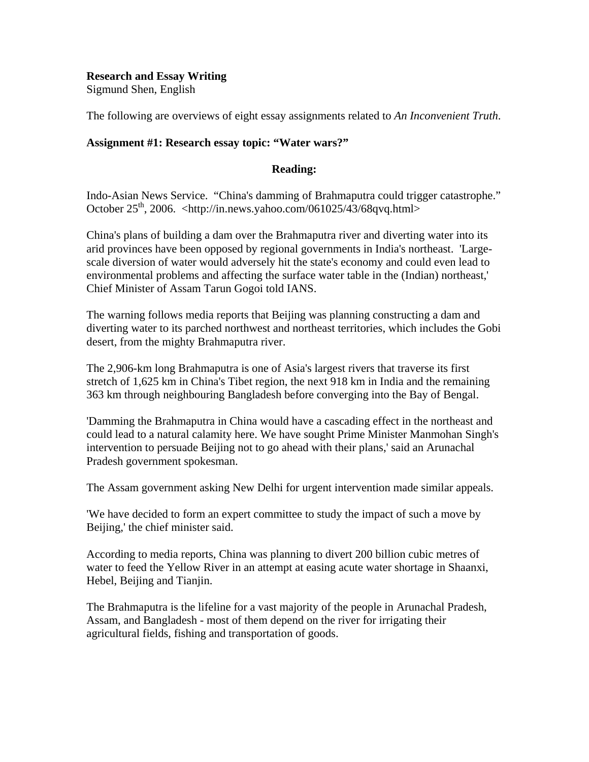**Research and Essay Writing**
Sigmund Shen, English

The following are overviews of eight essay assignments related to *An Inconvenient Truth*.

**Assignment #1: Research essay topic: "Water wars?"**

**Reading:**

Indo-Asian News Service. "China's damming of Brahmaputra could trigger catastrophe." October 25th, 2006. <http://in.news.yahoo.com/061025/43/68qvq.html>

China's plans of building a dam over the Brahmaputra river and diverting water into its arid provinces have been opposed by regional governments in India's northeast. 'Large-scale diversion of water would adversely hit the state's economy and could even lead to environmental problems and affecting the surface water table in the (Indian) northeast,' Chief Minister of Assam Tarun Gogoi told IANS.

The warning follows media reports that Beijing was planning constructing a dam and diverting water to its parched northwest and northeast territories, which includes the Gobi desert, from the mighty Brahmaputra river.

The 2,906-km long Brahmaputra is one of Asia's largest rivers that traverse its first stretch of 1,625 km in China's Tibet region, the next 918 km in India and the remaining 363 km through neighbouring Bangladesh before converging into the Bay of Bengal.

'Damming the Brahmaputra in China would have a cascading effect in the northeast and could lead to a natural calamity here. We have sought Prime Minister Manmohan Singh's intervention to persuade Beijing not to go ahead with their plans,' said an Arunachal Pradesh government spokesman.

The Assam government asking New Delhi for urgent intervention made similar appeals.

'We have decided to form an expert committee to study the impact of such a move by Beijing,' the chief minister said.

According to media reports, China was planning to divert 200 billion cubic metres of water to feed the Yellow River in an attempt at easing acute water shortage in Shaanxi, Hebel, Beijing and Tianjin.

The Brahmaputra is the lifeline for a vast majority of the people in Arunachal Pradesh, Assam, and Bangladesh - most of them depend on the river for irrigating their agricultural fields, fishing and transportation of goods.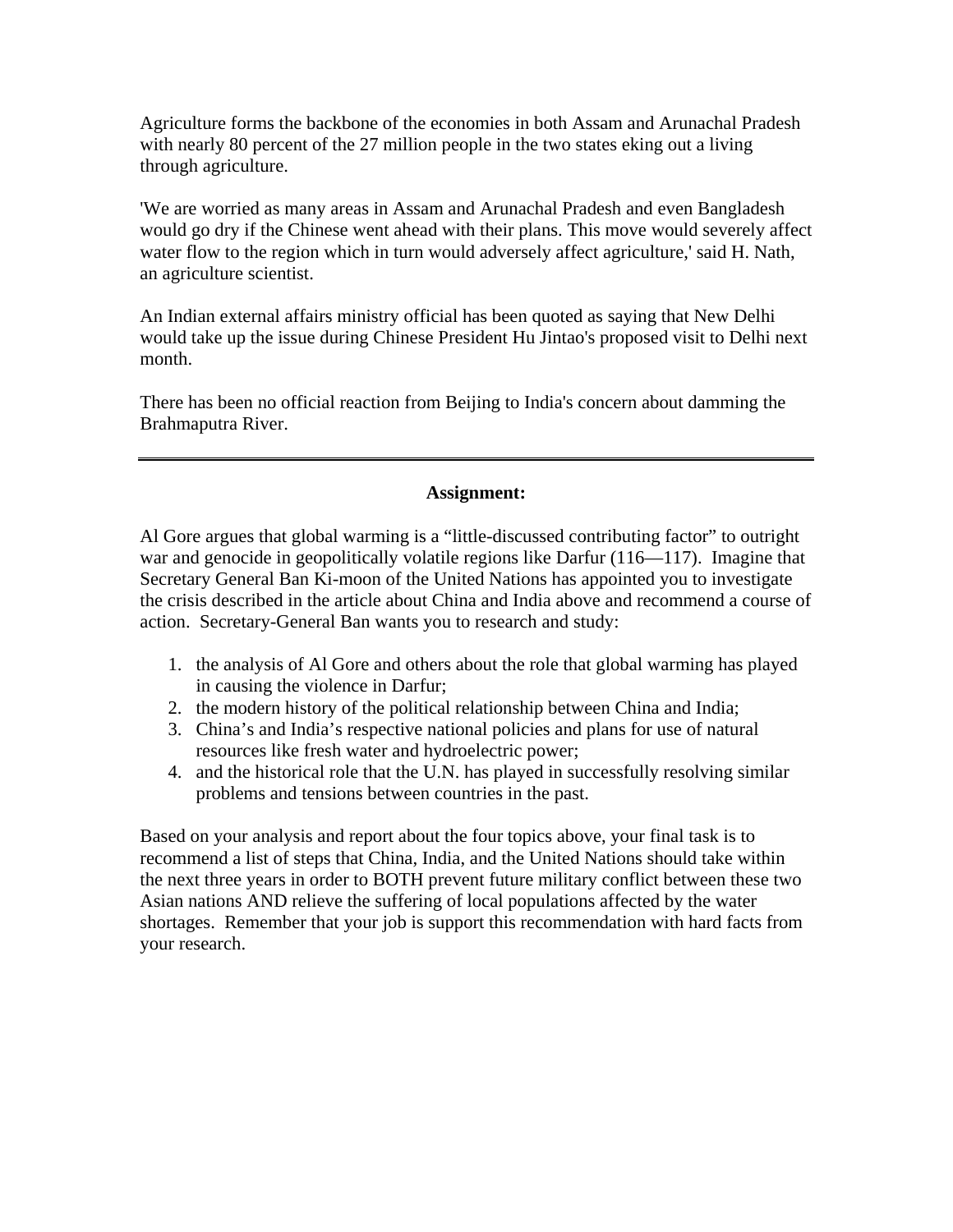Agriculture forms the backbone of the economies in both Assam and Arunachal Pradesh with nearly 80 percent of the 27 million people in the two states eking out a living through agriculture.

'We are worried as many areas in Assam and Arunachal Pradesh and even Bangladesh would go dry if the Chinese went ahead with their plans. This move would severely affect water flow to the region which in turn would adversely affect agriculture,' said H. Nath, an agriculture scientist.

An Indian external affairs ministry official has been quoted as saying that New Delhi would take up the issue during Chinese President Hu Jintao's proposed visit to Delhi next month.

There has been no official reaction from Beijing to India's concern about damming the Brahmaputra River.

---

**Assignment:**

Al Gore argues that global warming is a "little-discussed contributing factor" to outright war and genocide in geopolitically volatile regions like Darfur (116—117). Imagine that Secretary General Ban Ki-moon of the United Nations has appointed you to investigate the crisis described in the article about China and India above and recommend a course of action. Secretary-General Ban wants you to research and study:

1. the analysis of Al Gore and others about the role that global warming has played in causing the violence in Darfur;
2. the modern history of the political relationship between China and India;
3. China's and India's respective national policies and plans for use of natural resources like fresh water and hydroelectric power;
4. and the historical role that the U.N. has played in successfully resolving similar problems and tensions between countries in the past.

Based on your analysis and report about the four topics above, your final task is to recommend a list of steps that China, India, and the United Nations should take within the next three years in order to BOTH prevent future military conflict between these two Asian nations AND relieve the suffering of local populations affected by the water shortages. Remember that your job is support this recommendation with hard facts from your research.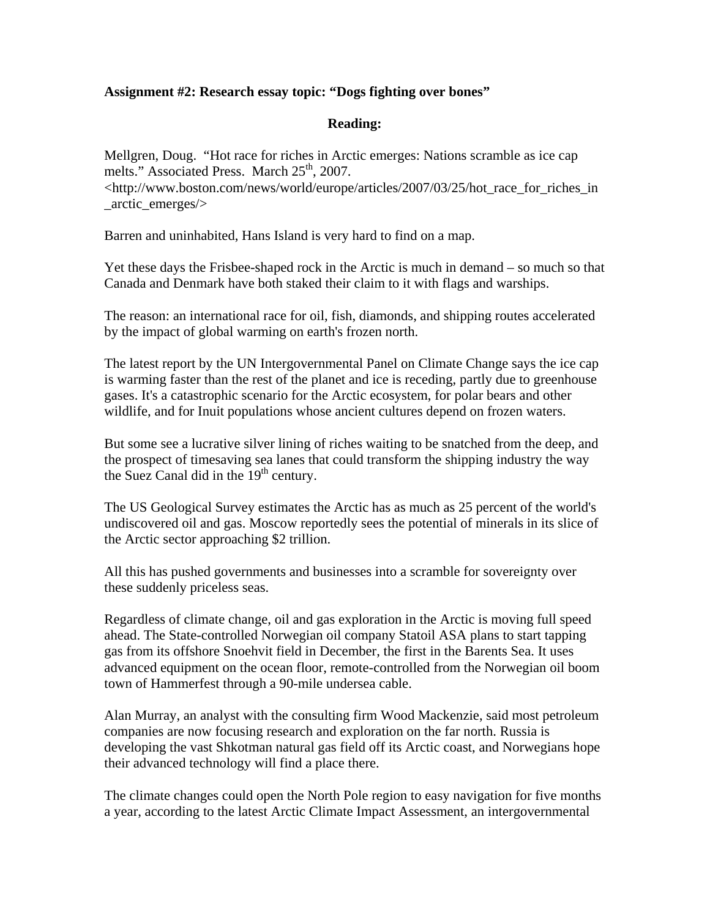**Assignment #2: Research essay topic: "Dogs fighting over bones"**

**Reading:**

Mellgren, Doug. "Hot race for riches in Arctic emerges: Nations scramble as ice cap melts." Associated Press. March 25th, 2007. <http://www.boston.com/news/world/europe/articles/2007/03/25/hot_race_for_riches_in_arctic_emerges/>

Barren and uninhabited, Hans Island is very hard to find on a map.

Yet these days the Frisbee-shaped rock in the Arctic is much in demand – so much so that Canada and Denmark have both staked their claim to it with flags and warships.

The reason: an international race for oil, fish, diamonds, and shipping routes accelerated by the impact of global warming on earth's frozen north.

The latest report by the UN Intergovernmental Panel on Climate Change says the ice cap is warming faster than the rest of the planet and ice is receding, partly due to greenhouse gases. It's a catastrophic scenario for the Arctic ecosystem, for polar bears and other wildlife, and for Inuit populations whose ancient cultures depend on frozen waters.

But some see a lucrative silver lining of riches waiting to be snatched from the deep, and the prospect of timesaving sea lanes that could transform the shipping industry the way the Suez Canal did in the 19th century.

The US Geological Survey estimates the Arctic has as much as 25 percent of the world's undiscovered oil and gas. Moscow reportedly sees the potential of minerals in its slice of the Arctic sector approaching $2 trillion.

All this has pushed governments and businesses into a scramble for sovereignty over these suddenly priceless seas.

Regardless of climate change, oil and gas exploration in the Arctic is moving full speed ahead. The State-controlled Norwegian oil company Statoil ASA plans to start tapping gas from its offshore Snoehvit field in December, the first in the Barents Sea. It uses advanced equipment on the ocean floor, remote-controlled from the Norwegian oil boom town of Hammerfest through a 90-mile undersea cable.

Alan Murray, an analyst with the consulting firm Wood Mackenzie, said most petroleum companies are now focusing research and exploration on the far north. Russia is developing the vast Shkotman natural gas field off its Arctic coast, and Norwegians hope their advanced technology will find a place there.

The climate changes could open the North Pole region to easy navigation for five months a year, according to the latest Arctic Climate Impact Assessment, an intergovernmental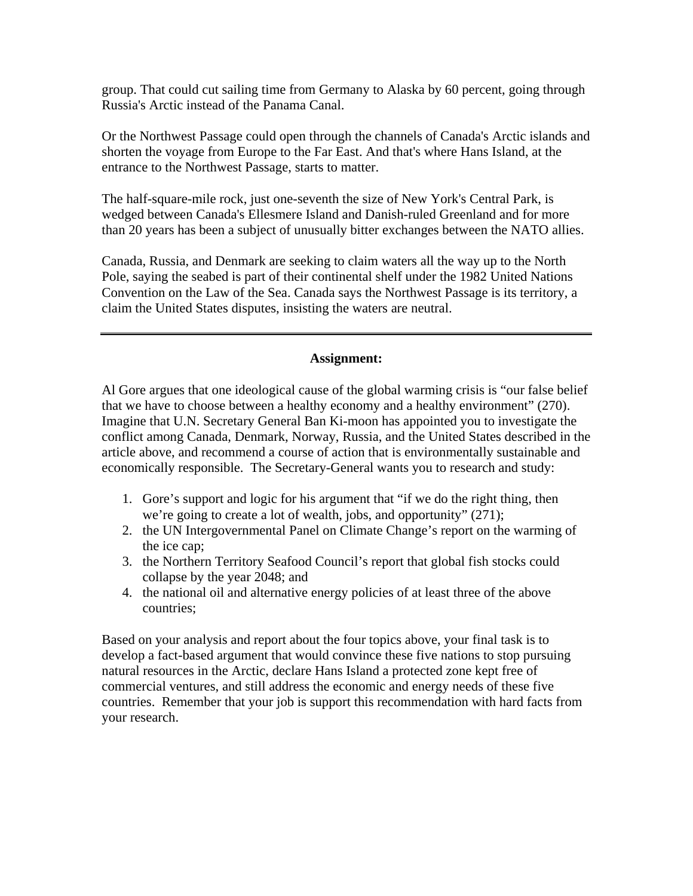group. That could cut sailing time from Germany to Alaska by 60 percent, going through Russia's Arctic instead of the Panama Canal.

Or the Northwest Passage could open through the channels of Canada's Arctic islands and shorten the voyage from Europe to the Far East. And that's where Hans Island, at the entrance to the Northwest Passage, starts to matter.

The half-square-mile rock, just one-seventh the size of New York's Central Park, is wedged between Canada's Ellesmere Island and Danish-ruled Greenland and for more than 20 years has been a subject of unusually bitter exchanges between the NATO allies.

Canada, Russia, and Denmark are seeking to claim waters all the way up to the North Pole, saying the seabed is part of their continental shelf under the 1982 United Nations Convention on the Law of the Sea. Canada says the Northwest Passage is its territory, a claim the United States disputes, insisting the waters are neutral.

---

**Assignment:**

Al Gore argues that one ideological cause of the global warming crisis is "our false belief that we have to choose between a healthy economy and a healthy environment" (270). Imagine that U.N. Secretary General Ban Ki-moon has appointed you to investigate the conflict among Canada, Denmark, Norway, Russia, and the United States described in the article above, and recommend a course of action that is environmentally sustainable and economically responsible. The Secretary-General wants you to research and study:

1. Gore's support and logic for his argument that "if we do the right thing, then we're going to create a lot of wealth, jobs, and opportunity" (271);
2. the UN Intergovernmental Panel on Climate Change's report on the warming of the ice cap;
3. the Northern Territory Seafood Council's report that global fish stocks could collapse by the year 2048; and
4. the national oil and alternative energy policies of at least three of the above countries;

Based on your analysis and report about the four topics above, your final task is to develop a fact-based argument that would convince these five nations to stop pursuing natural resources in the Arctic, declare Hans Island a protected zone kept free of commercial ventures, and still address the economic and energy needs of these five countries. Remember that your job is support this recommendation with hard facts from your research.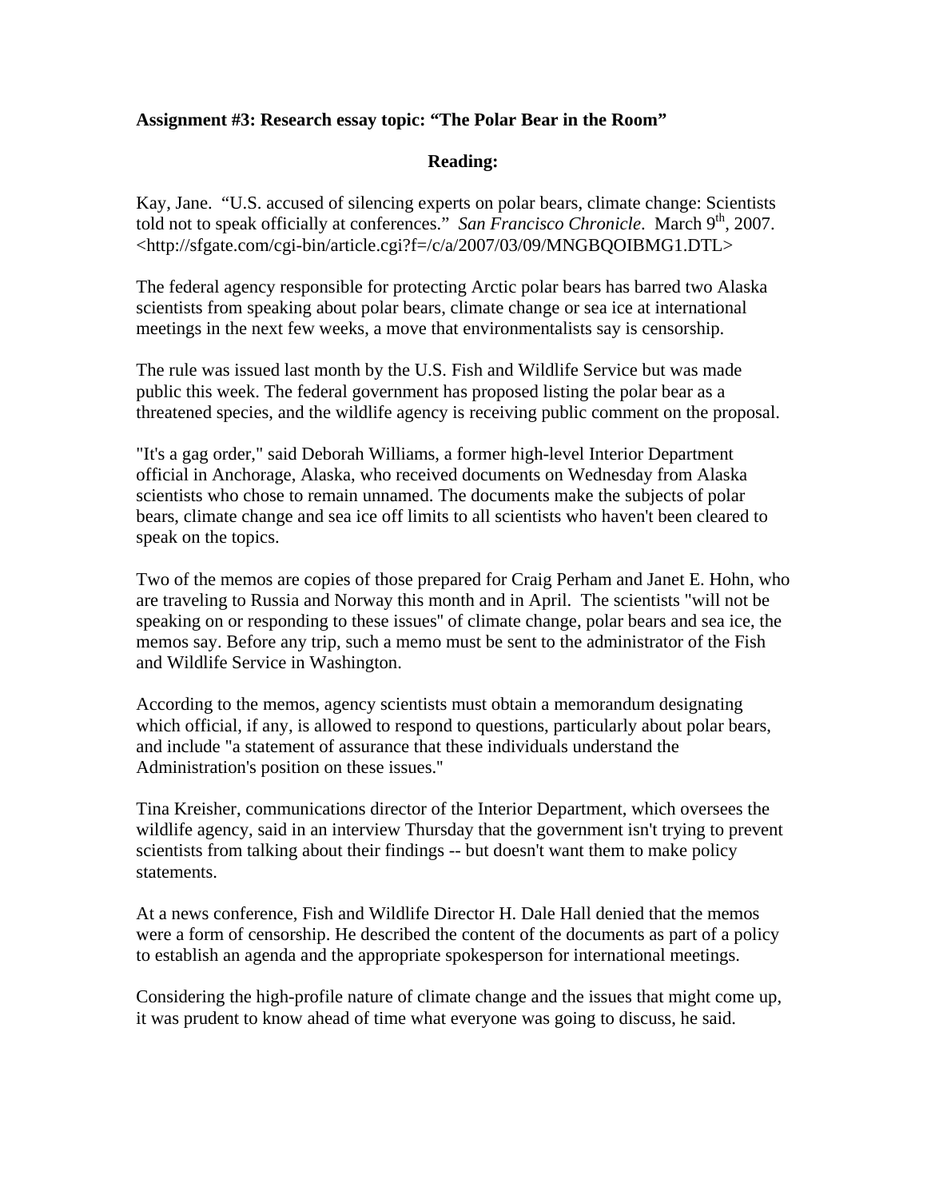**Assignment #3: Research essay topic: "The Polar Bear in the Room"**

**Reading:**

Kay, Jane. "U.S. accused of silencing experts on polar bears, climate change: Scientists told not to speak officially at conferences." *San Francisco Chronicle*. March 9th, 2007. <http://sfgate.com/cgi-bin/article.cgi?f=/c/a/2007/03/09/MNGBQOIBMG1.DTL>

The federal agency responsible for protecting Arctic polar bears has barred two Alaska scientists from speaking about polar bears, climate change or sea ice at international meetings in the next few weeks, a move that environmentalists say is censorship.

The rule was issued last month by the U.S. Fish and Wildlife Service but was made public this week. The federal government has proposed listing the polar bear as a threatened species, and the wildlife agency is receiving public comment on the proposal.

"It's a gag order," said Deborah Williams, a former high-level Interior Department official in Anchorage, Alaska, who received documents on Wednesday from Alaska scientists who chose to remain unnamed. The documents make the subjects of polar bears, climate change and sea ice off limits to all scientists who haven't been cleared to speak on the topics.

Two of the memos are copies of those prepared for Craig Perham and Janet E. Hohn, who are traveling to Russia and Norway this month and in April. The scientists "will not be speaking on or responding to these issues" of climate change, polar bears and sea ice, the memos say. Before any trip, such a memo must be sent to the administrator of the Fish and Wildlife Service in Washington.

According to the memos, agency scientists must obtain a memorandum designating which official, if any, is allowed to respond to questions, particularly about polar bears, and include "a statement of assurance that these individuals understand the Administration's position on these issues."

Tina Kreisher, communications director of the Interior Department, which oversees the wildlife agency, said in an interview Thursday that the government isn't trying to prevent scientists from talking about their findings -- but doesn't want them to make policy statements.

At a news conference, Fish and Wildlife Director H. Dale Hall denied that the memos were a form of censorship. He described the content of the documents as part of a policy to establish an agenda and the appropriate spokesperson for international meetings.

Considering the high-profile nature of climate change and the issues that might come up, it was prudent to know ahead of time what everyone was going to discuss, he said.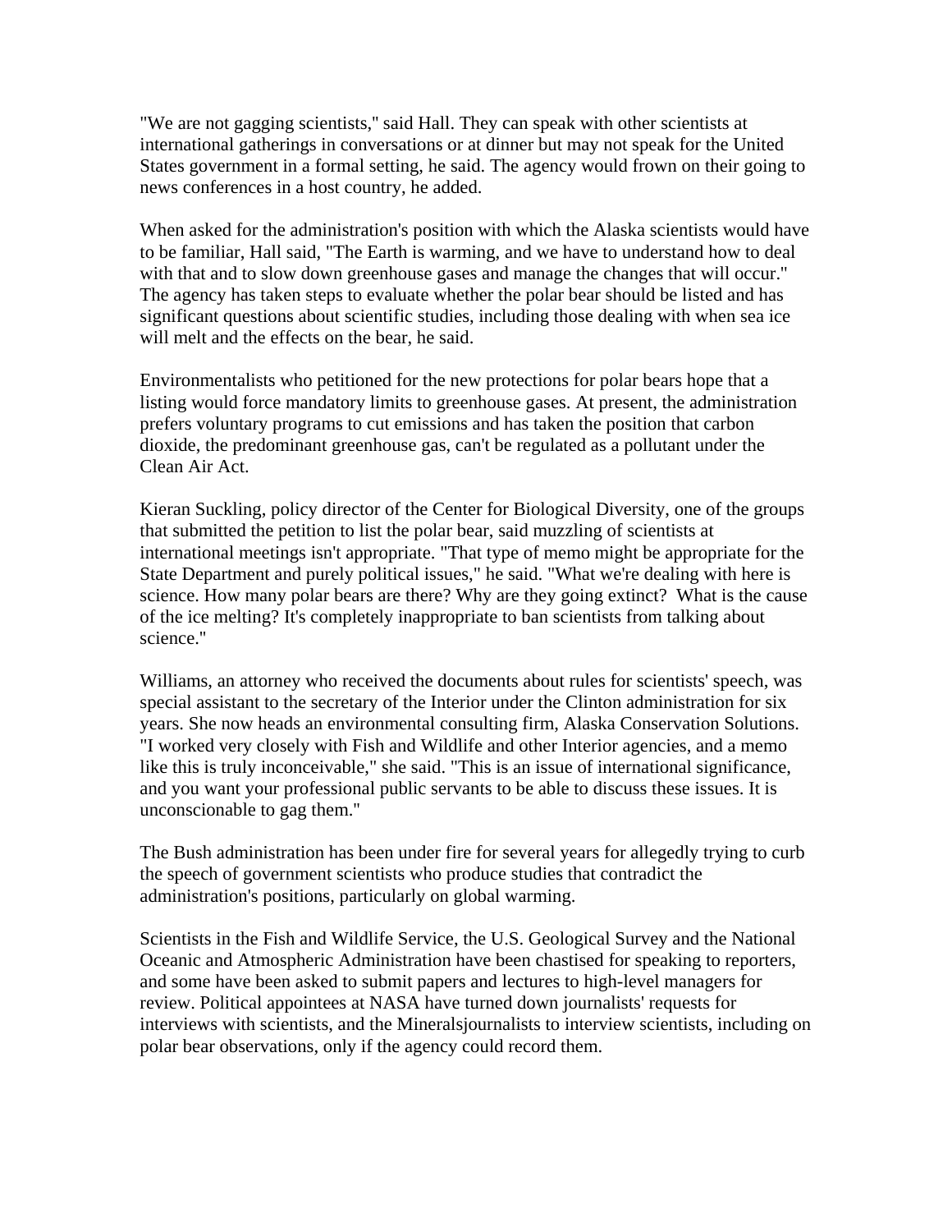"We are not gagging scientists," said Hall. They can speak with other scientists at international gatherings in conversations or at dinner but may not speak for the United States government in a formal setting, he said. The agency would frown on their going to news conferences in a host country, he added.

When asked for the administration's position with which the Alaska scientists would have to be familiar, Hall said, "The Earth is warming, and we have to understand how to deal with that and to slow down greenhouse gases and manage the changes that will occur." The agency has taken steps to evaluate whether the polar bear should be listed and has significant questions about scientific studies, including those dealing with when sea ice will melt and the effects on the bear, he said.

Environmentalists who petitioned for the new protections for polar bears hope that a listing would force mandatory limits to greenhouse gases. At present, the administration prefers voluntary programs to cut emissions and has taken the position that carbon dioxide, the predominant greenhouse gas, can't be regulated as a pollutant under the Clean Air Act.

Kieran Suckling, policy director of the Center for Biological Diversity, one of the groups that submitted the petition to list the polar bear, said muzzling of scientists at international meetings isn't appropriate. "That type of memo might be appropriate for the State Department and purely political issues," he said. "What we're dealing with here is science. How many polar bears are there? Why are they going extinct? What is the cause of the ice melting? It's completely inappropriate to ban scientists from talking about science."

Williams, an attorney who received the documents about rules for scientists' speech, was special assistant to the secretary of the Interior under the Clinton administration for six years. She now heads an environmental consulting firm, Alaska Conservation Solutions. "I worked very closely with Fish and Wildlife and other Interior agencies, and a memo like this is truly inconceivable," she said. "This is an issue of international significance, and you want your professional public servants to be able to discuss these issues. It is unconscionable to gag them."

The Bush administration has been under fire for several years for allegedly trying to curb the speech of government scientists who produce studies that contradict the administration's positions, particularly on global warming.

Scientists in the Fish and Wildlife Service, the U.S. Geological Survey and the National Oceanic and Atmospheric Administration have been chastised for speaking to reporters, and some have been asked to submit papers and lectures to high-level managers for review. Political appointees at NASA have turned down journalists' requests for interviews with scientists, and the Mineralsjournalists to interview scientists, including on polar bear observations, only if the agency could record them.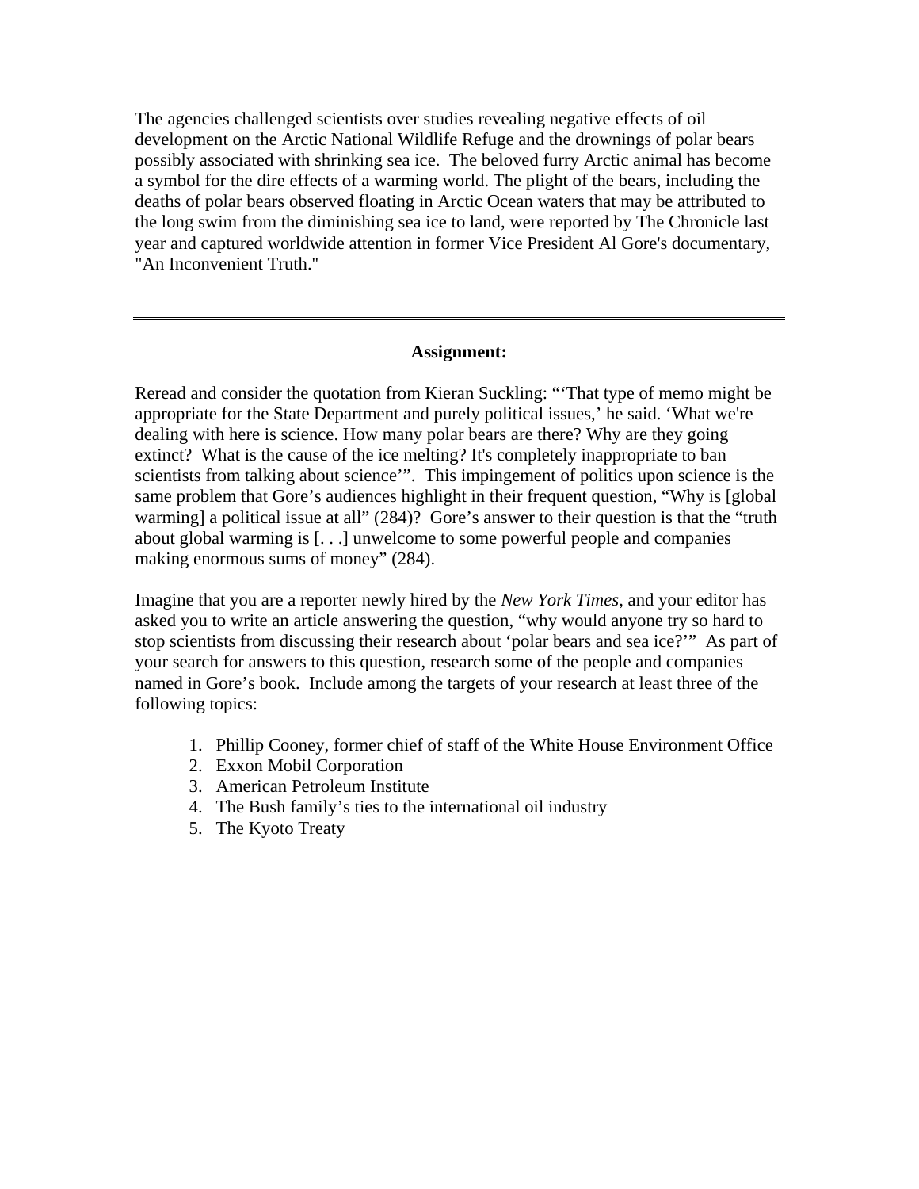The agencies challenged scientists over studies revealing negative effects of oil development on the Arctic National Wildlife Refuge and the drownings of polar bears possibly associated with shrinking sea ice. The beloved furry Arctic animal has become a symbol for the dire effects of a warming world. The plight of the bears, including the deaths of polar bears observed floating in Arctic Ocean waters that may be attributed to the long swim from the diminishing sea ice to land, were reported by The Chronicle last year and captured worldwide attention in former Vice President Al Gore's documentary, "An Inconvenient Truth."

---

**Assignment:**

Reread and consider the quotation from Kieran Suckling: "'That type of memo might be appropriate for the State Department and purely political issues,' he said. 'What we're dealing with here is science. How many polar bears are there? Why are they going extinct? What is the cause of the ice melting? It's completely inappropriate to ban scientists from talking about science'". This impingement of politics upon science is the same problem that Gore's audiences highlight in their frequent question, "Why is [global warming] a political issue at all" (284)? Gore's answer to their question is that the "truth about global warming is [. . .] unwelcome to some powerful people and companies making enormous sums of money" (284).

Imagine that you are a reporter newly hired by the *New York Times*, and your editor has asked you to write an article answering the question, "why would anyone try so hard to stop scientists from discussing their research about 'polar bears and sea ice?'" As part of your search for answers to this question, research some of the people and companies named in Gore's book. Include among the targets of your research at least three of the following topics:

1. Phillip Cooney, former chief of staff of the White House Environment Office
2. Exxon Mobil Corporation
3. American Petroleum Institute
4. The Bush family's ties to the international oil industry
5. The Kyoto Treaty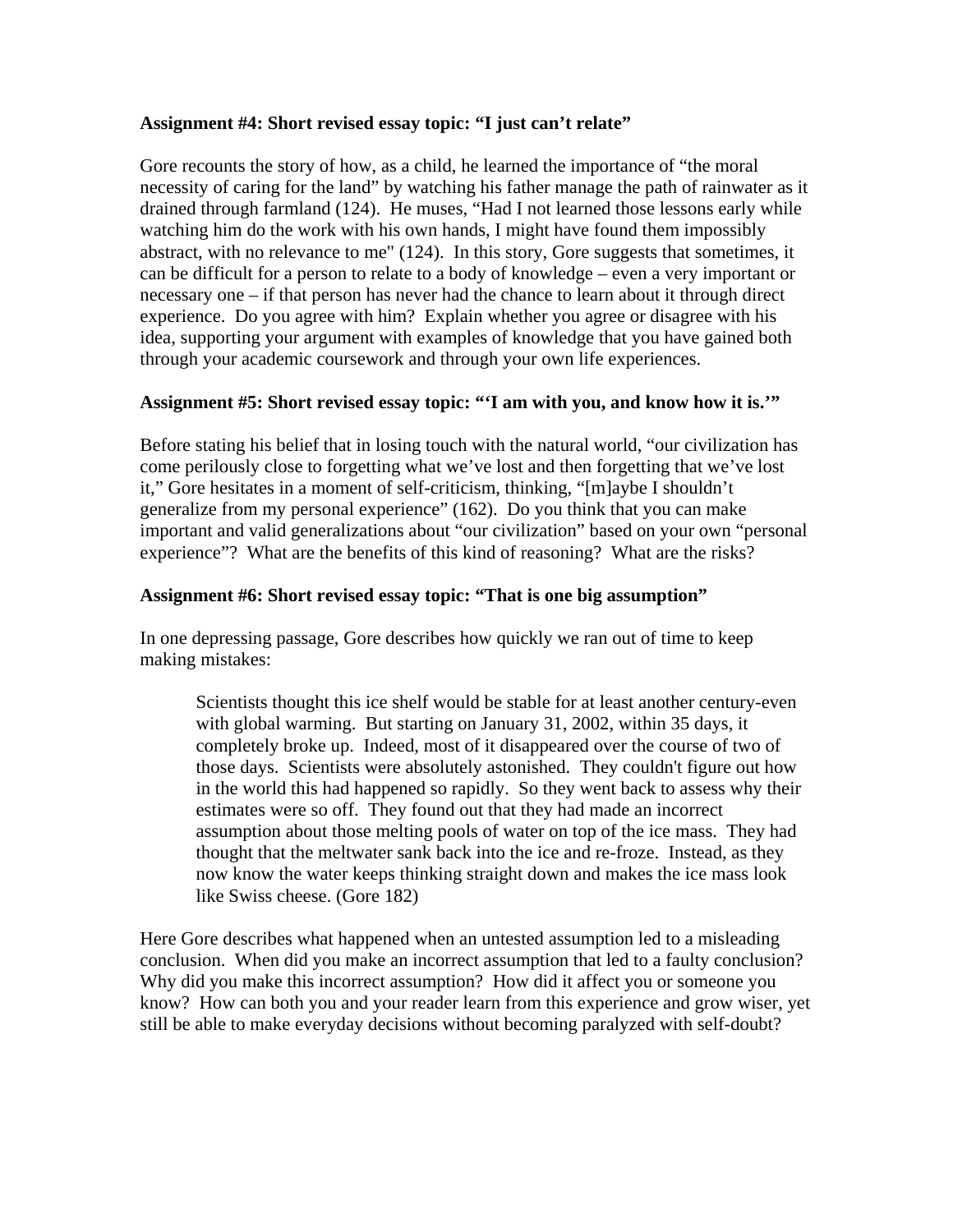**Assignment #4: Short revised essay topic: "I just can't relate"**

Gore recounts the story of how, as a child, he learned the importance of "the moral necessity of caring for the land" by watching his father manage the path of rainwater as it drained through farmland (124). He muses, "Had I not learned those lessons early while watching him do the work with his own hands, I might have found them impossibly abstract, with no relevance to me" (124). In this story, Gore suggests that sometimes, it can be difficult for a person to relate to a body of knowledge – even a very important or necessary one – if that person has never had the chance to learn about it through direct experience. Do you agree with him? Explain whether you agree or disagree with his idea, supporting your argument with examples of knowledge that you have gained both through your academic coursework and through your own life experiences.

**Assignment #5: Short revised essay topic: "'I am with you, and know how it is.'"**

Before stating his belief that in losing touch with the natural world, "our civilization has come perilously close to forgetting what we've lost and then forgetting that we've lost it," Gore hesitates in a moment of self-criticism, thinking, "[m]aybe I shouldn't generalize from my personal experience" (162). Do you think that you can make important and valid generalizations about "our civilization" based on your own "personal experience"? What are the benefits of this kind of reasoning? What are the risks?

**Assignment #6: Short revised essay topic: "That is one big assumption"**

In one depressing passage, Gore describes how quickly we ran out of time to keep making mistakes:

> Scientists thought this ice shelf would be stable for at least another century-even with global warming. But starting on January 31, 2002, within 35 days, it completely broke up. Indeed, most of it disappeared over the course of two of those days. Scientists were absolutely astonished. They couldn't figure out how in the world this had happened so rapidly. So they went back to assess why their estimates were so off. They found out that they had made an incorrect assumption about those melting pools of water on top of the ice mass. They had thought that the meltwater sank back into the ice and re-froze. Instead, as they now know the water keeps thinking straight down and makes the ice mass look like Swiss cheese. (Gore 182)

Here Gore describes what happened when an untested assumption led to a misleading conclusion. When did you make an incorrect assumption that led to a faulty conclusion? Why did you make this incorrect assumption? How did it affect you or someone you know? How can both you and your reader learn from this experience and grow wiser, yet still be able to make everyday decisions without becoming paralyzed with self-doubt?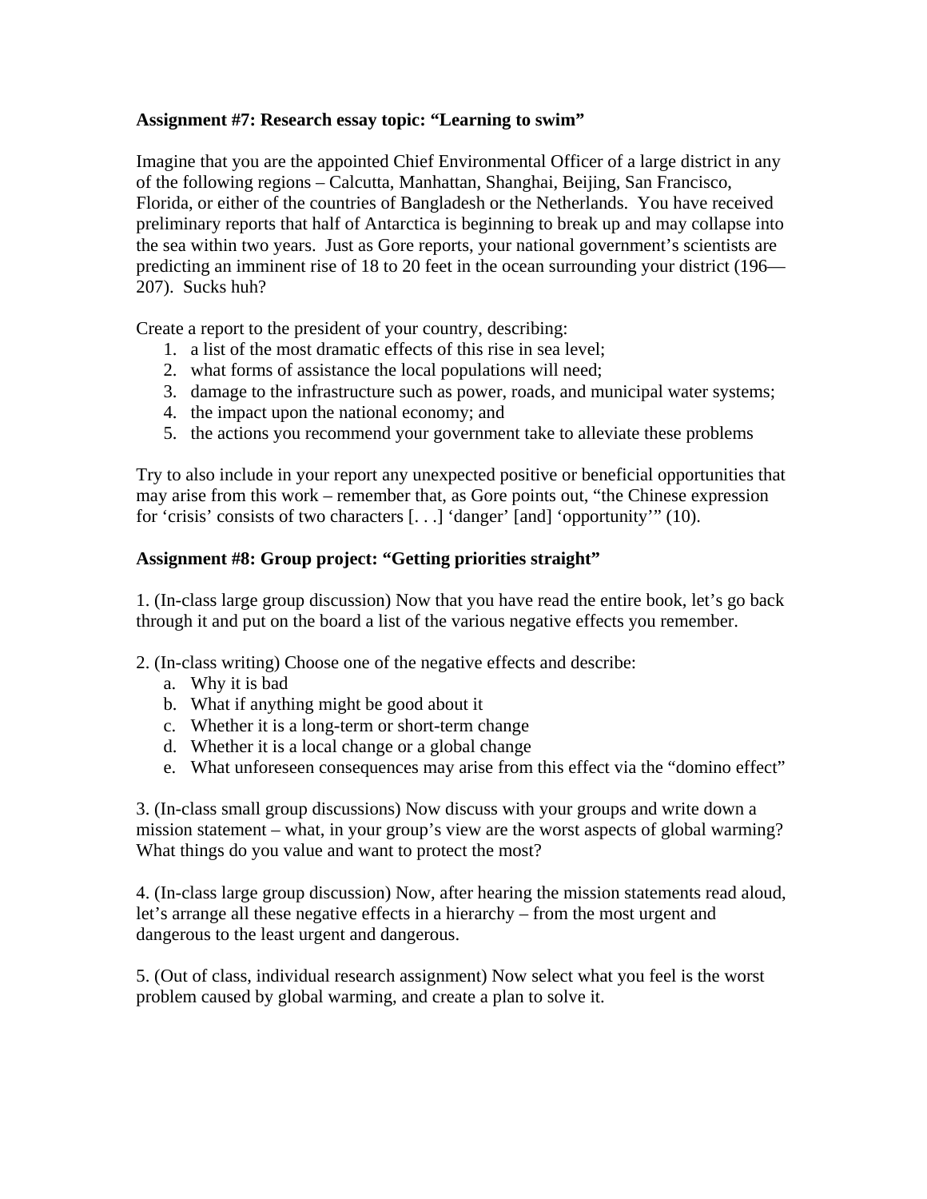**Assignment #7: Research essay topic: "Learning to swim"**

Imagine that you are the appointed Chief Environmental Officer of a large district in any of the following regions – Calcutta, Manhattan, Shanghai, Beijing, San Francisco, Florida, or either of the countries of Bangladesh or the Netherlands. You have received preliminary reports that half of Antarctica is beginning to break up and may collapse into the sea within two years. Just as Gore reports, your national government's scientists are predicting an imminent rise of 18 to 20 feet in the ocean surrounding your district (196—207). Sucks huh?

Create a report to the president of your country, describing:

1. a list of the most dramatic effects of this rise in sea level;
2. what forms of assistance the local populations will need;
3. damage to the infrastructure such as power, roads, and municipal water systems;
4. the impact upon the national economy; and
5. the actions you recommend your government take to alleviate these problems

Try to also include in your report any unexpected positive or beneficial opportunities that may arise from this work – remember that, as Gore points out, "the Chinese expression for 'crisis' consists of two characters [. . .] 'danger' [and] 'opportunity'" (10).

**Assignment #8: Group project: "Getting priorities straight"**

1. (In-class large group discussion) Now that you have read the entire book, let's go back through it and put on the board a list of the various negative effects you remember.

2. (In-class writing) Choose one of the negative effects and describe:
   a. Why it is bad
   b. What if anything might be good about it
   c. Whether it is a long-term or short-term change
   d. Whether it is a local change or a global change
   e. What unforeseen consequences may arise from this effect via the "domino effect"

3. (In-class small group discussions) Now discuss with your groups and write down a mission statement – what, in your group's view are the worst aspects of global warming? What things do you value and want to protect the most?

4. (In-class large group discussion) Now, after hearing the mission statements read aloud, let's arrange all these negative effects in a hierarchy – from the most urgent and dangerous to the least urgent and dangerous.

5. (Out of class, individual research assignment) Now select what you feel is the worst problem caused by global warming, and create a plan to solve it.